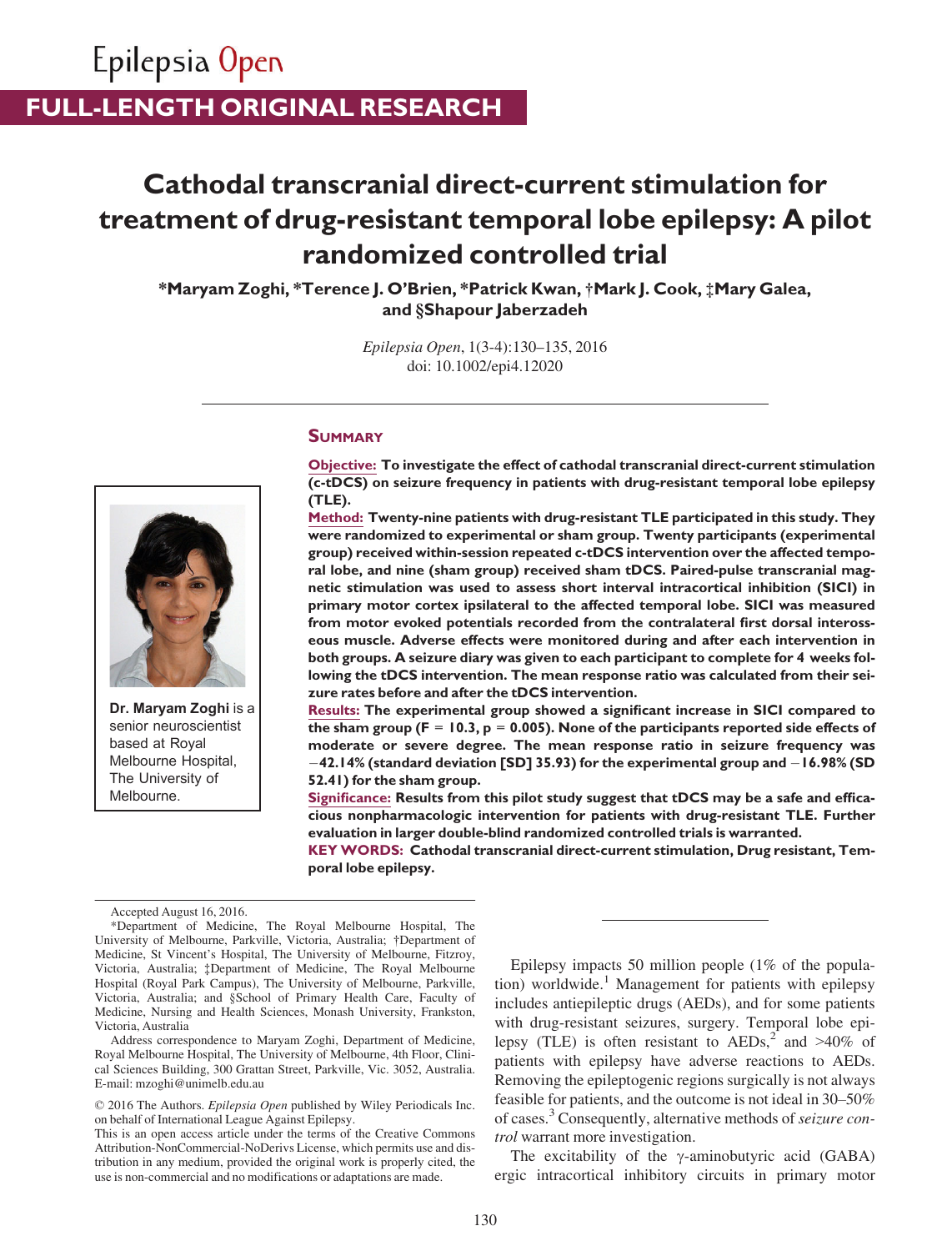Epilepsia Open

FULL-LENGTH ORIGINAL RESEARCH

# Cathodal transcranial direct-current stimulation for treatment of drug-resistant temporal lobe epilepsy: A pilot randomized controlled trial

**\*Maryam Zoghi, \*Terence J. O'Brien, \*Patrick Kwan, †Mark J. Cook, ‡Mary Galea, and §Shapour Jaberzadeh**

*Epilepsia Open*, 1(3-4):130–135, 2016
doi: 10.1002/epi4.12020

**Dr. Maryam Zoghi** is a senior neuroscientist based at Royal Melbourne Hospital, The University of Melbourne.

## Summary

**Objective:** To investigate the effect of cathodal transcranial direct-current stimulation (c-tDCS) on seizure frequency in patients with drug-resistant temporal lobe epilepsy (TLE).

**Method:** Twenty-nine patients with drug-resistant TLE participated in this study. They were randomized to experimental or sham group. Twenty participants (experimental group) received within-session repeated c-tDCS intervention over the affected temporal lobe, and nine (sham group) received sham tDCS. Paired-pulse transcranial magnetic stimulation was used to assess short interval intracortical inhibition (SICI) in primary motor cortex ipsilateral to the affected temporal lobe. SICI was measured from motor evoked potentials recorded from the contralateral first dorsal interosseous muscle. Adverse effects were monitored during and after each intervention in both groups. A seizure diary was given to each participant to complete for 4 weeks following the tDCS intervention. The mean response ratio was calculated from their seizure rates before and after the tDCS intervention.

**Results:** The experimental group showed a significant increase in SICI compared to the sham group ($F = 10.3$, $p = 0.005$). None of the participants reported side effects of moderate or severe degree. The mean response ratio in seizure frequency was −42.14% (standard deviation [SD] 35.93) for the experimental group and −16.98% (SD 52.41) for the sham group.

**Significance:** Results from this pilot study suggest that tDCS may be a safe and efficacious nonpharmacologic intervention for patients with drug-resistant TLE. Further evaluation in larger double-blind randomized controlled trials is warranted.

**KEY WORDS:** Cathodal transcranial direct-current stimulation, Drug resistant, Temporal lobe epilepsy.

Accepted August 16, 2016.

\*Department of Medicine, The Royal Melbourne Hospital, The University of Melbourne, Parkville, Victoria, Australia; †Department of Medicine, St Vincent's Hospital, The University of Melbourne, Fitzroy, Victoria, Australia; ‡Department of Medicine, The Royal Melbourne Hospital (Royal Park Campus), The University of Melbourne, Parkville, Victoria, Australia; and §School of Primary Health Care, Faculty of Medicine, Nursing and Health Sciences, Monash University, Frankston, Victoria, Australia

Address correspondence to Maryam Zoghi, Department of Medicine, Royal Melbourne Hospital, The University of Melbourne, 4th Floor, Clinical Sciences Building, 300 Grattan Street, Parkville, Vic. 3052, Australia. E-mail: mzoghi@unimelb.edu.au

© 2016 The Authors. *Epilepsia Open* published by Wiley Periodicals Inc. on behalf of International League Against Epilepsy.
This is an open access article under the terms of the Creative Commons Attribution-NonCommercial-NoDerivs License, which permits use and distribution in any medium, provided the original work is properly cited, the use is non-commercial and no modifications or adaptations are made.

Epilepsy impacts 50 million people (1% of the population) worldwide.[1] Management for patients with epilepsy includes antiepileptic drugs (AEDs), and for some patients with drug-resistant seizures, surgery. Temporal lobe epilepsy (TLE) is often resistant to AEDs,[2] and >40% of patients with epilepsy have adverse reactions to AEDs. Removing the epileptogenic regions surgically is not always feasible for patients, and the outcome is not ideal in 30–50% of cases.[3] Consequently, alternative methods of *seizure control* warrant more investigation.

The excitability of the γ-aminobutyric acid (GABA) ergic intracortical inhibitory circuits in primary motor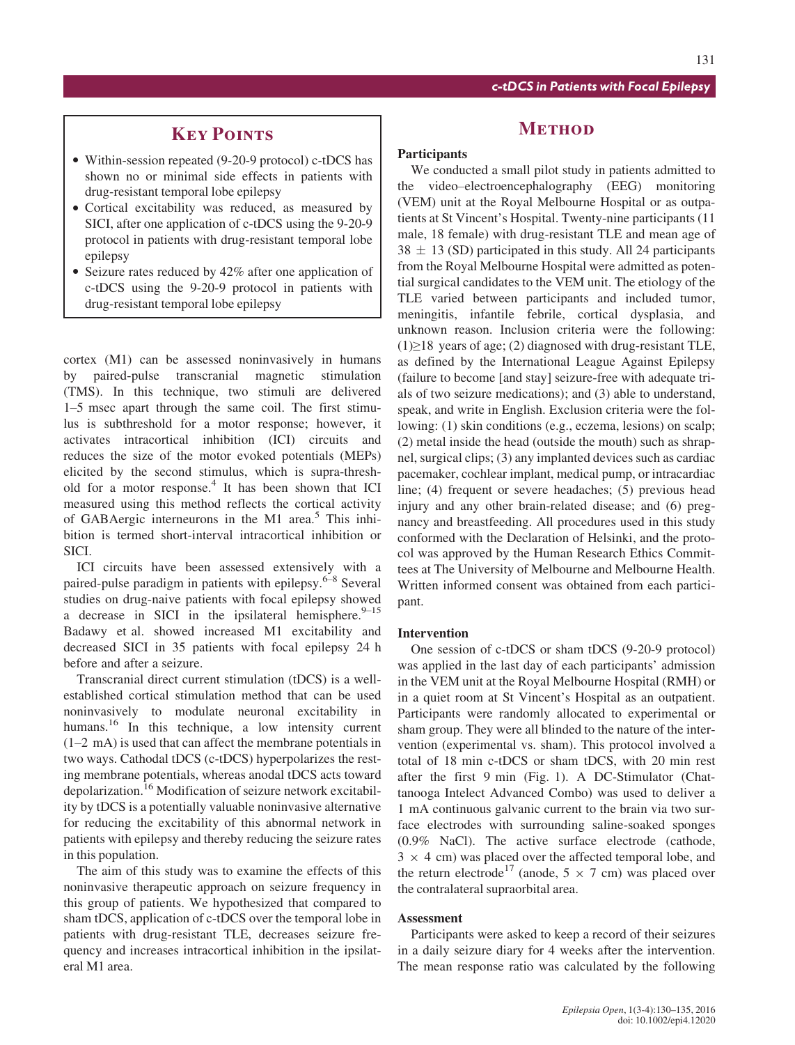## Key Points

- Within-session repeated (9-20-9 protocol) c-tDCS has shown no or minimal side effects in patients with drug-resistant temporal lobe epilepsy
- Cortical excitability was reduced, as measured by SICI, after one application of c-tDCS using the 9-20-9 protocol in patients with drug-resistant temporal lobe epilepsy
- Seizure rates reduced by 42% after one application of c-tDCS using the 9-20-9 protocol in patients with drug-resistant temporal lobe epilepsy

cortex (M1) can be assessed noninvasively in humans by paired-pulse transcranial magnetic stimulation (TMS). In this technique, two stimuli are delivered 1–5 msec apart through the same coil. The first stimulus is subthreshold for a motor response; however, it activates intracortical inhibition (ICI) circuits and reduces the size of the motor evoked potentials (MEPs) elicited by the second stimulus, which is supra-threshold for a motor response.[4] It has been shown that ICI measured using this method reflects the cortical activity of GABAergic interneurons in the M1 area.[5] This inhibition is termed short-interval intracortical inhibition or SICI.

ICI circuits have been assessed extensively with a paired-pulse paradigm in patients with epilepsy.[6–8] Several studies on drug-naive patients with focal epilepsy showed a decrease in SICI in the ipsilateral hemisphere.[9–15] Badawy et al. showed increased M1 excitability and decreased SICI in 35 patients with focal epilepsy 24 h before and after a seizure.

Transcranial direct current stimulation (tDCS) is a well-established cortical stimulation method that can be used noninvasively to modulate neuronal excitability in humans.[16] In this technique, a low intensity current (1–2 mA) is used that can affect the membrane potentials in two ways. Cathodal tDCS (c-tDCS) hyperpolarizes the resting membrane potentials, whereas anodal tDCS acts toward depolarization.[16] Modification of seizure network excitability by tDCS is a potentially valuable noninvasive alternative for reducing the excitability of this abnormal network in patients with epilepsy and thereby reducing the seizure rates in this population.

The aim of this study was to examine the effects of this noninvasive therapeutic approach on seizure frequency in this group of patients. We hypothesized that compared to sham tDCS, application of c-tDCS over the temporal lobe in patients with drug-resistant TLE, decreases seizure frequency and increases intracortical inhibition in the ipsilateral M1 area.

## Method

### Participants

We conducted a small pilot study in patients admitted to the video–electroencephalography (EEG) monitoring (VEM) unit at the Royal Melbourne Hospital or as outpatients at St Vincent's Hospital. Twenty-nine participants (11 male, 18 female) with drug-resistant TLE and mean age of $38 \pm 13$ (SD) participated in this study. All 24 participants from the Royal Melbourne Hospital were admitted as potential surgical candidates to the VEM unit. The etiology of the TLE varied between participants and included tumor, meningitis, infantile febrile, cortical dysplasia, and unknown reason. Inclusion criteria were the following: (1)≥18 years of age; (2) diagnosed with drug-resistant TLE, as defined by the International League Against Epilepsy (failure to become [and stay] seizure-free with adequate trials of two seizure medications); and (3) able to understand, speak, and write in English. Exclusion criteria were the following: (1) skin conditions (e.g., eczema, lesions) on scalp; (2) metal inside the head (outside the mouth) such as shrapnel, surgical clips; (3) any implanted devices such as cardiac pacemaker, cochlear implant, medical pump, or intracardiac line; (4) frequent or severe headaches; (5) previous head injury and any other brain-related disease; and (6) pregnancy and breastfeeding. All procedures used in this study conformed with the Declaration of Helsinki, and the protocol was approved by the Human Research Ethics Committees at The University of Melbourne and Melbourne Health. Written informed consent was obtained from each participant.

### Intervention

One session of c-tDCS or sham tDCS (9-20-9 protocol) was applied in the last day of each participants' admission in the VEM unit at the Royal Melbourne Hospital (RMH) or in a quiet room at St Vincent's Hospital as an outpatient. Participants were randomly allocated to experimental or sham group. They were all blinded to the nature of the intervention (experimental vs. sham). This protocol involved a total of 18 min c-tDCS or sham tDCS, with 20 min rest after the first 9 min (Fig. 1). A DC-Stimulator (Chattanooga Intelect Advanced Combo) was used to deliver a 1 mA continuous galvanic current to the brain via two surface electrodes with surrounding saline-soaked sponges (0.9% NaCl). The active surface electrode (cathode, $3 \times 4$ cm) was placed over the affected temporal lobe, and the return electrode[17] (anode, $5 \times 7$ cm) was placed over the contralateral supraorbital area.

### Assessment

Participants were asked to keep a record of their seizures in a daily seizure diary for 4 weeks after the intervention. The mean response ratio was calculated by the following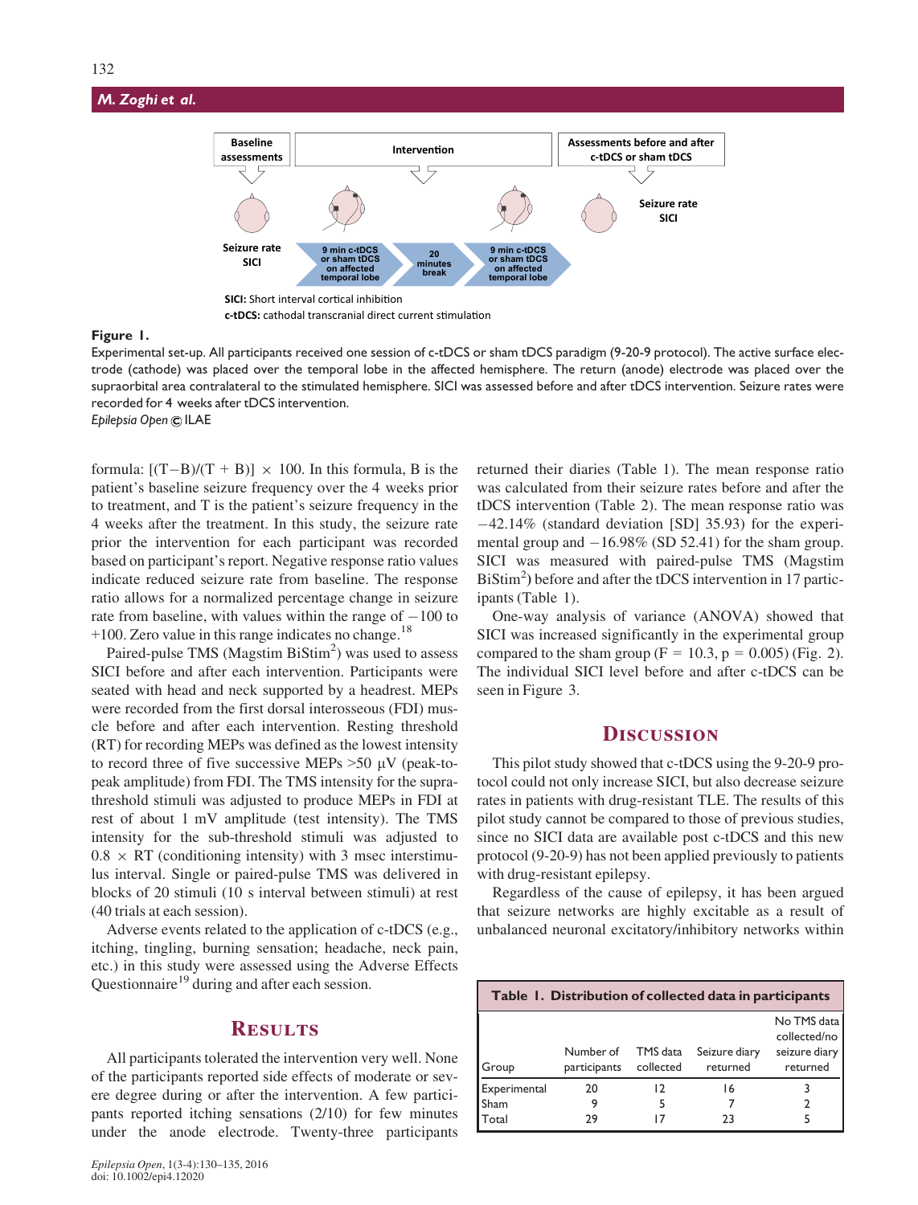Baseline assessments

Intervention

Assessments before and after c-tDCS or sham tDCS

Seizure rate
SICI

Seizure rate
SICI

9 min c-tDCS or sham tDCS on affected temporal lobe

20 minutes break

9 min c-tDCS or sham tDCS on affected temporal lobe

**SICI:** Short interval cortical inhibition
**c-tDCS:** cathodal transcranial direct current stimulation

**Figure 1.**
Experimental set-up. All participants received one session of c-tDCS or sham tDCS paradigm (9-20-9 protocol). The active surface electrode (cathode) was placed over the temporal lobe in the affected hemisphere. The return (anode) electrode was placed over the supraorbital area contralateral to the stimulated hemisphere. SICI was assessed before and after tDCS intervention. Seizure rates were recorded for 4 weeks after tDCS intervention.
*Epilepsia Open* © ILAE

formula: $[(T-B)/(T + B)] \times 100$. In this formula, B is the patient's baseline seizure frequency over the 4 weeks prior to treatment, and T is the patient's seizure frequency in the 4 weeks after the treatment. In this study, the seizure rate prior the intervention for each participant was recorded based on participant's report. Negative response ratio values indicate reduced seizure rate from baseline. The response ratio allows for a normalized percentage change in seizure rate from baseline, with values within the range of $-100$ to $+100$. Zero value in this range indicates no change.[18]

Paired-pulse TMS (Magstim BiStim[2]) was used to assess SICI before and after each intervention. Participants were seated with head and neck supported by a headrest. MEPs were recorded from the first dorsal interosseous (FDI) muscle before and after each intervention. Resting threshold (RT) for recording MEPs was defined as the lowest intensity to record three of five successive MEPs >50 μV (peak-to-peak amplitude) from FDI. The TMS intensity for the supra-threshold stimuli was adjusted to produce MEPs in FDI at rest of about 1 mV amplitude (test intensity). The TMS intensity for the sub-threshold stimuli was adjusted to $0.8 \times$ RT (conditioning intensity) with 3 msec interstimulus interval. Single or paired-pulse TMS was delivered in blocks of 20 stimuli (10 s interval between stimuli) at rest (40 trials at each session).

Adverse events related to the application of c-tDCS (e.g., itching, tingling, burning sensation; headache, neck pain, etc.) in this study were assessed using the Adverse Effects Questionnaire[19] during and after each session.

## Results

All participants tolerated the intervention very well. None of the participants reported side effects of moderate or severe degree during or after the intervention. A few participants reported itching sensations (2/10) for few minutes under the anode electrode. Twenty-three participants returned their diaries (Table 1). The mean response ratio was calculated from their seizure rates before and after the tDCS intervention (Table 2). The mean response ratio was $-42.14\%$ (standard deviation [SD] 35.93) for the experimental group and $-16.98\%$ (SD 52.41) for the sham group. SICI was measured with paired-pulse TMS (Magstim BiStim[2]) before and after the tDCS intervention in 17 participants (Table 1).

One-way analysis of variance (ANOVA) showed that SICI was increased significantly in the experimental group compared to the sham group ($F = 10.3$, $p = 0.005$) (Fig. 2). The individual SICI level before and after c-tDCS can be seen in Figure 3.

## Discussion

This pilot study showed that c-tDCS using the 9-20-9 protocol could not only increase SICI, but also decrease seizure rates in patients with drug-resistant TLE. The results of this pilot study cannot be compared to those of previous studies, since no SICI data are available post c-tDCS and this new protocol (9-20-9) has not been applied previously to patients with drug-resistant epilepsy.

Regardless of the cause of epilepsy, it has been argued that seizure networks are highly excitable as a result of unbalanced neuronal excitatory/inhibitory networks within

**Table 1. Distribution of collected data in participants**

| Group | Number of participants | TMS data collected | Seizure diary returned | No TMS data collected/no seizure diary returned |
|---|---|---|---|---|
| Experimental | 20 | 12 | 16 | 3 |
| Sham | 9 | 5 | 7 | 2 |
| Total | 29 | 17 | 23 | 5 |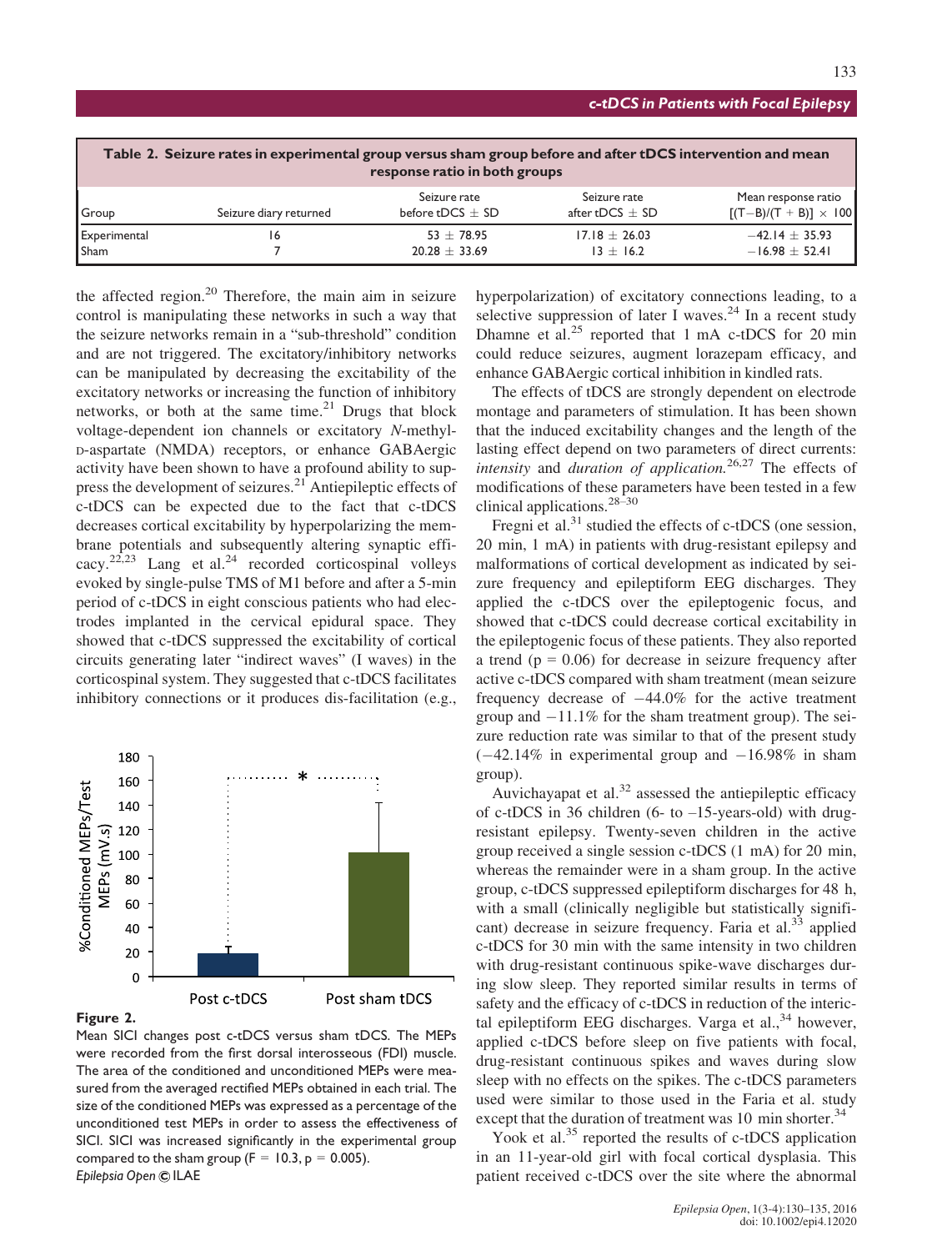**Table 2. Seizure rates in experimental group versus sham group before and after tDCS intervention and mean response ratio in both groups**

| Group | Seizure diary returned | Seizure rate before tDCS ± SD | Seizure rate after tDCS ± SD | Mean response ratio $[(T-B)/(T+B)] \times 100$ |
|---|---|---|---|---|
| Experimental | 16 | 53 ± 78.95 | 17.18 ± 26.03 | −42.14 ± 35.93 |
| Sham | 7 | 20.28 ± 33.69 | 13 ± 16.2 | −16.98 ± 52.41 |

the affected region.[20] Therefore, the main aim in seizure control is manipulating these networks in such a way that the seizure networks remain in a "sub-threshold" condition and are not triggered. The excitatory/inhibitory networks can be manipulated by decreasing the excitability of the excitatory networks or increasing the function of inhibitory networks, or both at the same time.[21] Drugs that block voltage-dependent ion channels or excitatory *N*-methyl-D-aspartate (NMDA) receptors, or enhance GABAergic activity have been shown to have a profound ability to suppress the development of seizures.[21] Antiepileptic effects of c-tDCS can be expected due to the fact that c-tDCS decreases cortical excitability by hyperpolarizing the membrane potentials and subsequently altering synaptic efficacy.[22,23] Lang et al.[24] recorded corticospinal volleys evoked by single-pulse TMS of M1 before and after a 5-min period of c-tDCS in eight conscious patients who had electrodes implanted in the cervical epidural space. They showed that c-tDCS suppressed the excitability of cortical circuits generating later "indirect waves" (I waves) in the corticospinal system. They suggested that c-tDCS facilitates inhibitory connections or it produces dis-facilitation (e.g., hyperpolarization) of excitatory connections leading, to a selective suppression of later I waves.[24] In a recent study Dhamne et al.[25] reported that 1 mA c-tDCS for 20 min could reduce seizures, augment lorazepam efficacy, and enhance GABAergic cortical inhibition in kindled rats.

180
160
140
120
100
80
60
40
20
0
%Conditioned MEPs/Test MEPs (mV.s)
*
Post c-tDCS
Post sham tDCS

**Figure 2.**
Mean SICI changes post c-tDCS versus sham tDCS. The MEPs were recorded from the first dorsal interosseous (FDI) muscle. The area of the conditioned and unconditioned MEPs were measured from the averaged rectified MEPs obtained in each trial. The size of the conditioned MEPs was expressed as a percentage of the unconditioned test MEPs in order to assess the effectiveness of SICI. SICI was increased significantly in the experimental group compared to the sham group ($F = 10.3$, $p = 0.005$).
*Epilepsia Open* © ILAE

The effects of tDCS are strongly dependent on electrode montage and parameters of stimulation. It has been shown that the induced excitability changes and the length of the lasting effect depend on two parameters of direct currents: *intensity* and *duration of application*.[26,27] The effects of modifications of these parameters have been tested in a few clinical applications.[28–30]

Fregni et al.[31] studied the effects of c-tDCS (one session, 20 min, 1 mA) in patients with drug-resistant epilepsy and malformations of cortical development as indicated by seizure frequency and epileptiform EEG discharges. They applied the c-tDCS over the epileptogenic focus, and showed that c-tDCS could decrease cortical excitability in the epileptogenic focus of these patients. They also reported a trend ($p = 0.06$) for decrease in seizure frequency after active c-tDCS compared with sham treatment (mean seizure frequency decrease of −44.0% for the active treatment group and −11.1% for the sham treatment group). The seizure reduction rate was similar to that of the present study (−42.14% in experimental group and −16.98% in sham group).

Auvichayapat et al.[32] assessed the antiepileptic efficacy of c-tDCS in 36 children (6- to –15-years-old) with drug-resistant epilepsy. Twenty-seven children in the active group received a single session c-tDCS (1 mA) for 20 min, whereas the remainder were in a sham group. In the active group, c-tDCS suppressed epileptiform discharges for 48 h, with a small (clinically negligible but statistically significant) decrease in seizure frequency. Faria et al.[33] applied c-tDCS for 30 min with the same intensity in two children with drug-resistant continuous spike-wave discharges during slow sleep. They reported similar results in terms of safety and the efficacy of c-tDCS in reduction of the interictal epileptiform EEG discharges. Varga et al.,[34] however, applied c-tDCS before sleep on five patients with focal, drug-resistant continuous spikes and waves during slow sleep with no effects on the spikes. The c-tDCS parameters used were similar to those used in the Faria et al. study except that the duration of treatment was 10 min shorter.[34]

Yook et al.[35] reported the results of c-tDCS application in an 11-year-old girl with focal cortical dysplasia. This patient received c-tDCS over the site where the abnormal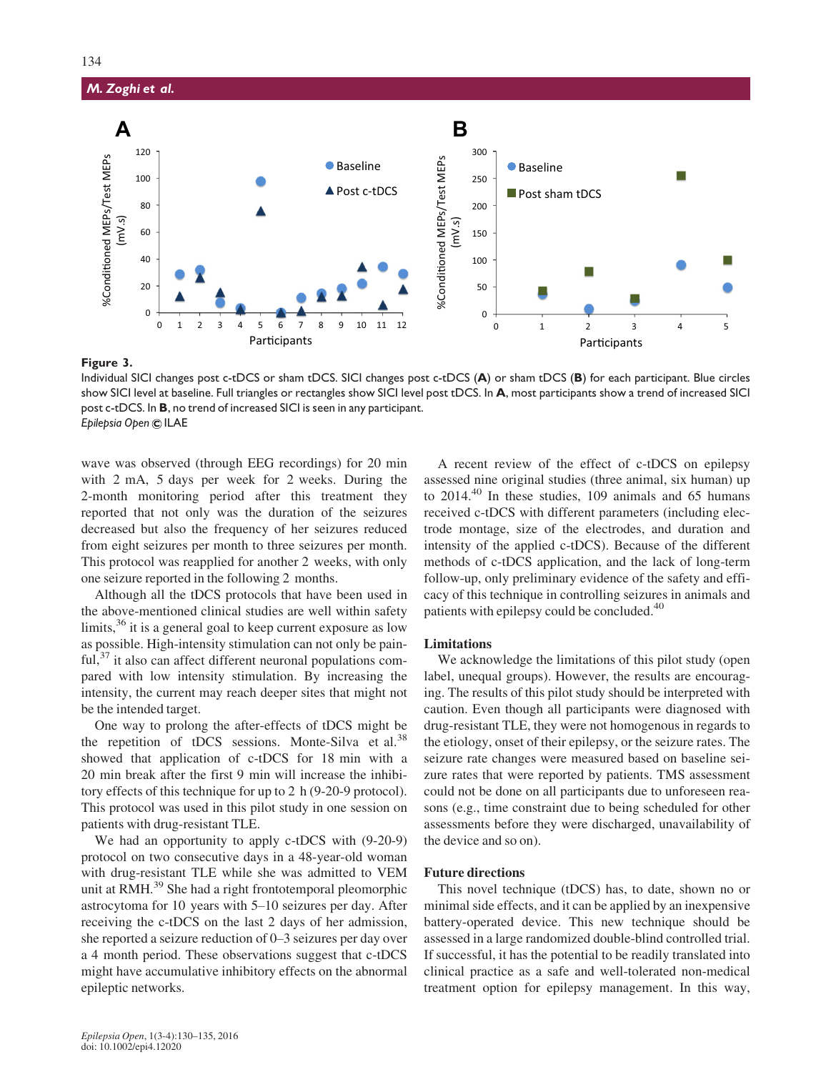A

120
100
80
60
40
20
0

%Conditioned MEPs/Test MEPs (mV.s)

0 1 2 3 4 5 6 7 8 9 10 11 12

Participants

Baseline

Post c-tDCS

B

300
250
200
150
100
50
0

%Conditioned MEPs/Test MEPs (mV.s)

0 1 2 3 4 5

Participants

Baseline

Post sham tDCS

**Figure 3.**
Individual SICI changes post c-tDCS or sham tDCS. SICI changes post c-tDCS (**A**) or sham tDCS (**B**) for each participant. Blue circles show SICI level at baseline. Full triangles or rectangles show SICI level post tDCS. In **A**, most participants show a trend of increased SICI post c-tDCS. In **B**, no trend of increased SICI is seen in any participant.
*Epilepsia Open* © ILAE

wave was observed (through EEG recordings) for 20 min with 2 mA, 5 days per week for 2 weeks. During the 2-month monitoring period after this treatment they reported that not only was the duration of the seizures decreased but also the frequency of her seizures reduced from eight seizures per month to three seizures per month. This protocol was reapplied for another 2 weeks, with only one seizure reported in the following 2 months.

Although all the tDCS protocols that have been used in the above-mentioned clinical studies are well within safety limits,[36] it is a general goal to keep current exposure as low as possible. High-intensity stimulation can not only be painful,[37] it also can affect different neuronal populations compared with low intensity stimulation. By increasing the intensity, the current may reach deeper sites that might not be the intended target.

One way to prolong the after-effects of tDCS might be the repetition of tDCS sessions. Monte-Silva et al.[38] showed that application of c-tDCS for 18 min with a 20 min break after the first 9 min will increase the inhibitory effects of this technique for up to 2 h (9-20-9 protocol). This protocol was used in this pilot study in one session on patients with drug-resistant TLE.

We had an opportunity to apply c-tDCS with (9-20-9) protocol on two consecutive days in a 48-year-old woman with drug-resistant TLE while she was admitted to VEM unit at RMH.[39] She had a right frontotemporal pleomorphic astrocytoma for 10 years with 5–10 seizures per day. After receiving the c-tDCS on the last 2 days of her admission, she reported a seizure reduction of 0–3 seizures per day over a 4 month period. These observations suggest that c-tDCS might have accumulative inhibitory effects on the abnormal epileptic networks.

A recent review of the effect of c-tDCS on epilepsy assessed nine original studies (three animal, six human) up to 2014.[40] In these studies, 109 animals and 65 humans received c-tDCS with different parameters (including electrode montage, size of the electrodes, and duration and intensity of the applied c-tDCS). Because of the different methods of c-tDCS application, and the lack of long-term follow-up, only preliminary evidence of the safety and efficacy of this technique in controlling seizures in animals and patients with epilepsy could be concluded.[40]

## Limitations

We acknowledge the limitations of this pilot study (open label, unequal groups). However, the results are encouraging. The results of this pilot study should be interpreted with caution. Even though all participants were diagnosed with drug-resistant TLE, they were not homogenous in regards to the etiology, onset of their epilepsy, or the seizure rates. The seizure rate changes were measured based on baseline seizure rates that were reported by patients. TMS assessment could not be done on all participants due to unforeseen reasons (e.g., time constraint due to being scheduled for other assessments before they were discharged, unavailability of the device and so on).

## Future directions

This novel technique (tDCS) has, to date, shown no or minimal side effects, and it can be applied by an inexpensive battery-operated device. This new technique should be assessed in a large randomized double-blind controlled trial. If successful, it has the potential to be readily translated into clinical practice as a safe and well-tolerated non-medical treatment option for epilepsy management. In this way,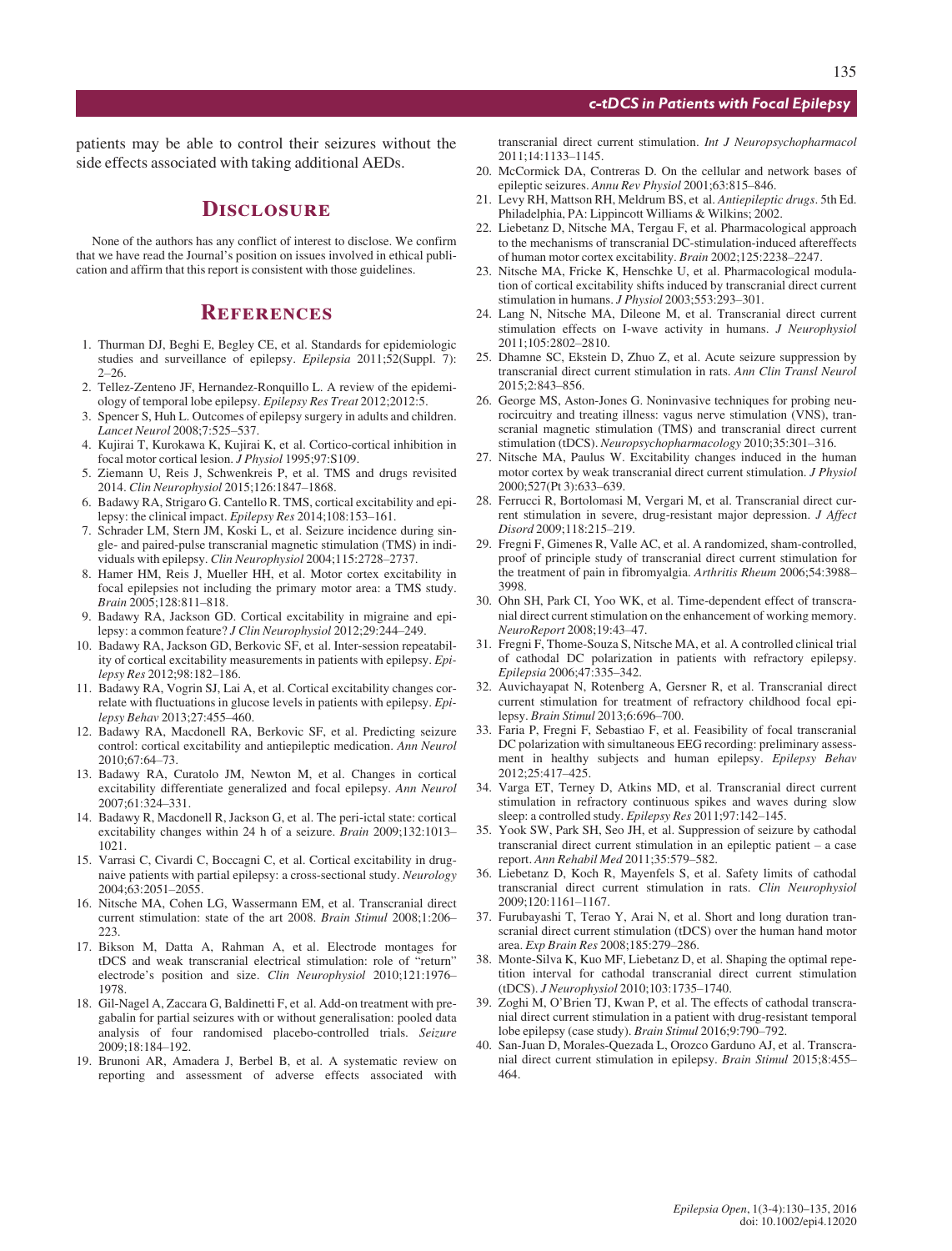patients may be able to control their seizures without the side effects associated with taking additional AEDs.

## Disclosure

None of the authors has any conflict of interest to disclose. We confirm that we have read the Journal's position on issues involved in ethical publication and affirm that this report is consistent with those guidelines.

## References

1. Thurman DJ, Beghi E, Begley CE, et al. Standards for epidemiologic studies and surveillance of epilepsy. *Epilepsia* 2011;52(Suppl. 7): 2–26.
2. Tellez-Zenteno JF, Hernandez-Ronquillo L. A review of the epidemiology of temporal lobe epilepsy. *Epilepsy Res Treat* 2012;2012:5.
3. Spencer S, Huh L. Outcomes of epilepsy surgery in adults and children. *Lancet Neurol* 2008;7:525–537.
4. Kujirai T, Kurokawa K, Kujirai K, et al. Cortico-cortical inhibition in focal motor cortical lesion. *J Physiol* 1995;97:S109.
5. Ziemann U, Reis J, Schwenkreis P, et al. TMS and drugs revisited 2014. *Clin Neurophysiol* 2015;126:1847–1868.
6. Badawy RA, Strigaro G. Cantello R. TMS, cortical excitability and epilepsy: the clinical impact. *Epilepsy Res* 2014;108:153–161.
7. Schrader LM, Stern JM, Koski L, et al. Seizure incidence during single- and paired-pulse transcranial magnetic stimulation (TMS) in individuals with epilepsy. *Clin Neurophysiol* 2004;115:2728–2737.
8. Hamer HM, Reis J, Mueller HH, et al. Motor cortex excitability in focal epilepsies not including the primary motor area: a TMS study. *Brain* 2005;128:811–818.
9. Badawy RA, Jackson GD. Cortical excitability in migraine and epilepsy: a common feature? *J Clin Neurophysiol* 2012;29:244–249.
10. Badawy RA, Jackson GD, Berkovic SF, et al. Inter-session repeatability of cortical excitability measurements in patients with epilepsy. *Epilepsy Res* 2012;98:182–186.
11. Badawy RA, Vogrin SJ, Lai A, et al. Cortical excitability changes correlate with fluctuations in glucose levels in patients with epilepsy. *Epilepsy Behav* 2013;27:455–460.
12. Badawy RA, Macdonell RA, Berkovic SF, et al. Predicting seizure control: cortical excitability and antiepileptic medication. *Ann Neurol* 2010;67:64–73.
13. Badawy RA, Curatolo JM, Newton M, et al. Changes in cortical excitability differentiate generalized and focal epilepsy. *Ann Neurol* 2007;61:324–331.
14. Badawy R, Macdonell R, Jackson G, et al. The peri-ictal state: cortical excitability changes within 24 h of a seizure. *Brain* 2009;132:1013–1021.
15. Varrasi C, Civardi C, Boccagni C, et al. Cortical excitability in drug-naive patients with partial epilepsy: a cross-sectional study. *Neurology* 2004;63:2051–2055.
16. Nitsche MA, Cohen LG, Wassermann EM, et al. Transcranial direct current stimulation: state of the art 2008. *Brain Stimul* 2008;1:206–223.
17. Bikson M, Datta A, Rahman A, et al. Electrode montages for tDCS and weak transcranial electrical stimulation: role of "return" electrode's position and size. *Clin Neurophysiol* 2010;121:1976–1978.
18. Gil-Nagel A, Zaccara G, Baldinetti F, et al. Add-on treatment with pregabalin for partial seizures with or without generalisation: pooled data analysis of four randomised placebo-controlled trials. *Seizure* 2009;18:184–192.
19. Brunoni AR, Amadera J, Berbel B, et al. A systematic review on reporting and assessment of adverse effects associated with transcranial direct current stimulation. *Int J Neuropsychopharmacol* 2011;14:1133–1145.
20. McCormick DA, Contreras D. On the cellular and network bases of epileptic seizures. *Annu Rev Physiol* 2001;63:815–846.
21. Levy RH, Mattson RH, Meldrum BS, et al. *Antiepileptic drugs*. 5th Ed. Philadelphia, PA: Lippincott Williams & Wilkins; 2002.
22. Liebetanz D, Nitsche MA, Tergau F, et al. Pharmacological approach to the mechanisms of transcranial DC-stimulation-induced aftereffects of human motor cortex excitability. *Brain* 2002;125:2238–2247.
23. Nitsche MA, Fricke K, Henschke U, et al. Pharmacological modulation of cortical excitability shifts induced by transcranial direct current stimulation in humans. *J Physiol* 2003;553:293–301.
24. Lang N, Nitsche MA, Dileone M, et al. Transcranial direct current stimulation effects on I-wave activity in humans. *J Neurophysiol* 2011;105:2802–2810.
25. Dhamne SC, Ekstein D, Zhuo Z, et al. Acute seizure suppression by transcranial direct current stimulation in rats. *Ann Clin Transl Neurol* 2015;2:843–856.
26. George MS, Aston-Jones G. Noninvasive techniques for probing neurocircuitry and treating illness: vagus nerve stimulation (VNS), transcranial magnetic stimulation (TMS) and transcranial direct current stimulation (tDCS). *Neuropsychopharmacology* 2010;35:301–316.
27. Nitsche MA, Paulus W. Excitability changes induced in the human motor cortex by weak transcranial direct current stimulation. *J Physiol* 2000;527(Pt 3):633–639.
28. Ferrucci R, Bortolomasi M, Vergari M, et al. Transcranial direct current stimulation in severe, drug-resistant major depression. *J Affect Disord* 2009;118:215–219.
29. Fregni F, Gimenes R, Valle AC, et al. A randomized, sham-controlled, proof of principle study of transcranial direct current stimulation for the treatment of pain in fibromyalgia. *Arthritis Rheum* 2006;54:3988–3998.
30. Ohn SH, Park CI, Yoo WK, et al. Time-dependent effect of transcranial direct current stimulation on the enhancement of working memory. *NeuroReport* 2008;19:43–47.
31. Fregni F, Thome-Souza S, Nitsche MA, et al. A controlled clinical trial of cathodal DC polarization in patients with refractory epilepsy. *Epilepsia* 2006;47:335–342.
32. Auvichayapat N, Rotenberg A, Gersner R, et al. Transcranial direct current stimulation for treatment of refractory childhood focal epilepsy. *Brain Stimul* 2013;6:696–700.
33. Faria P, Fregni F, Sebastiao F, et al. Feasibility of focal transcranial DC polarization with simultaneous EEG recording: preliminary assessment in healthy subjects and human epilepsy. *Epilepsy Behav* 2012;25:417–425.
34. Varga ET, Terney D, Atkins MD, et al. Transcranial direct current stimulation in refractory continuous spikes and waves during slow sleep: a controlled study. *Epilepsy Res* 2011;97:142–145.
35. Yook SW, Park SH, Seo JH, et al. Suppression of seizure by cathodal transcranial direct current stimulation in an epileptic patient – a case report. *Ann Rehabil Med* 2011;35:579–582.
36. Liebetanz D, Koch R, Mayenfels S, et al. Safety limits of cathodal transcranial direct current stimulation in rats. *Clin Neurophysiol* 2009;120:1161–1167.
37. Furubayashi T, Terao Y, Arai N, et al. Short and long duration transcranial direct current stimulation (tDCS) over the human hand motor area. *Exp Brain Res* 2008;185:279–286.
38. Monte-Silva K, Kuo MF, Liebetanz D, et al. Shaping the optimal repetition interval for cathodal transcranial direct current stimulation (tDCS). *J Neurophysiol* 2010;103:1735–1740.
39. Zoghi M, O'Brien TJ, Kwan P, et al. The effects of cathodal transcranial direct current stimulation in a patient with drug-resistant temporal lobe epilepsy (case study). *Brain Stimul* 2016;9:790–792.
40. San-Juan D, Morales-Quezada L, Orozco Garduno AJ, et al. Transcranial direct current stimulation in epilepsy. *Brain Stimul* 2015;8:455–464.